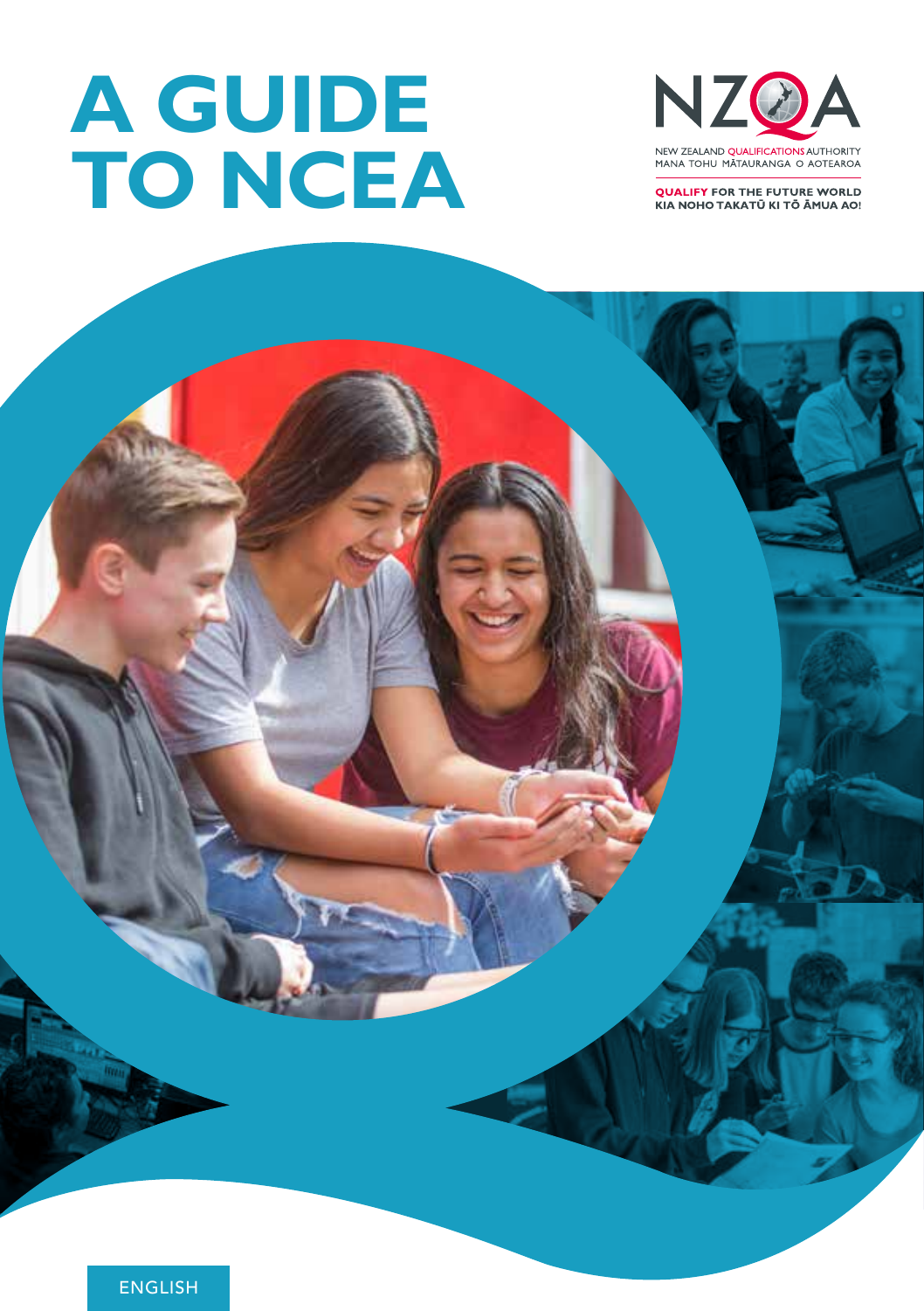# A GUIDE TO NCEA

NZQA

NEW ZEALAND QUALIFICATIONS AUTHORITY
MANA TOHU MĀTAURANGA O AOTEAROA

**QUALIFY FOR THE FUTURE WORLD**
**KIA NOHO TAKATŪ KI TŌ ĀMUA AO!**

ENGLISH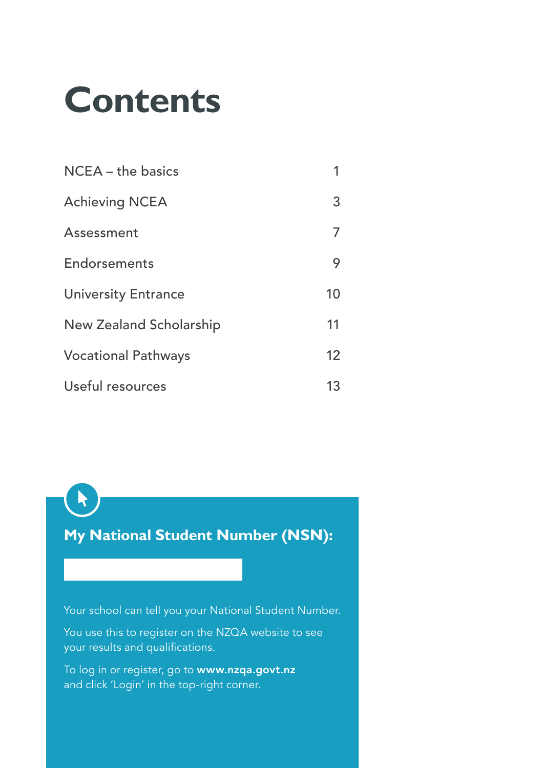# Contents

| | |
|---|---|
| NCEA – the basics | 1 |
| Achieving NCEA | 3 |
| Assessment | 7 |
| Endorsements | 9 |
| University Entrance | 10 |
| New Zealand Scholarship | 11 |
| Vocational Pathways | 12 |
| Useful resources | 13 |

**My National Student Number (NSN):**

Your school can tell you your National Student Number.

You use this to register on the NZQA website to see your results and qualifications.

To log in or register, go to **www.nzqa.govt.nz** and click 'Login' in the top-right corner.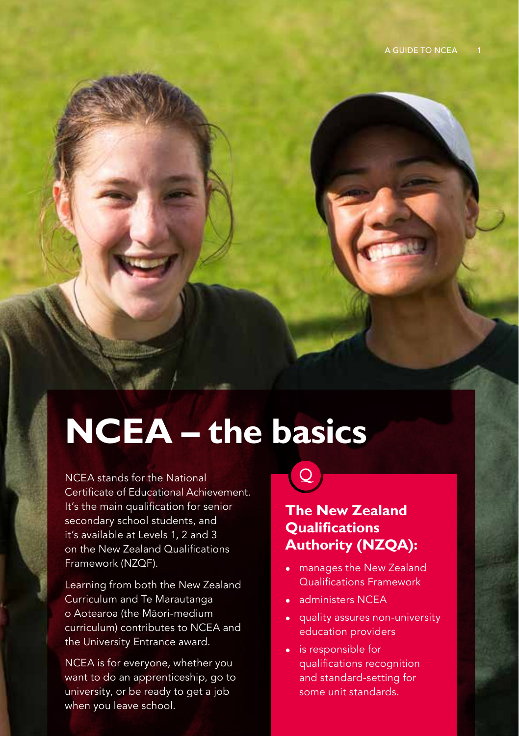# NCEA – the basics

NCEA stands for the National Certificate of Educational Achievement. It's the main qualification for senior secondary school students, and it's available at Levels 1, 2 and 3 on the New Zealand Qualifications Framework (NZQF).

Learning from both the New Zealand Curriculum and Te Marautanga o Aotearoa (the Māori-medium curriculum) contributes to NCEA and the University Entrance award.

NCEA is for everyone, whether you want to do an apprenticeship, go to university, or be ready to get a job when you leave school.

Q

## The New Zealand Qualifications Authority (NZQA):

- manages the New Zealand Qualifications Framework
- administers NCEA
- quality assures non-university education providers
- is responsible for qualifications recognition and standard-setting for some unit standards.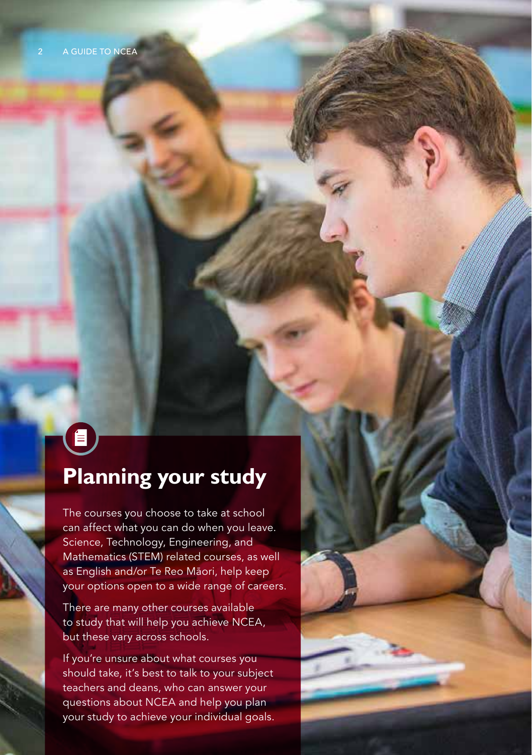# Planning your study

The courses you choose to take at school can affect what you can do when you leave. Science, Technology, Engineering, and Mathematics (STEM) related courses, as well as English and/or Te Reo Māori, help keep your options open to a wide range of careers.

There are many other courses available to study that will help you achieve NCEA, but these vary across schools.

If you're unsure about what courses you should take, it's best to talk to your subject teachers and deans, who can answer your questions about NCEA and help you plan your study to achieve your individual goals.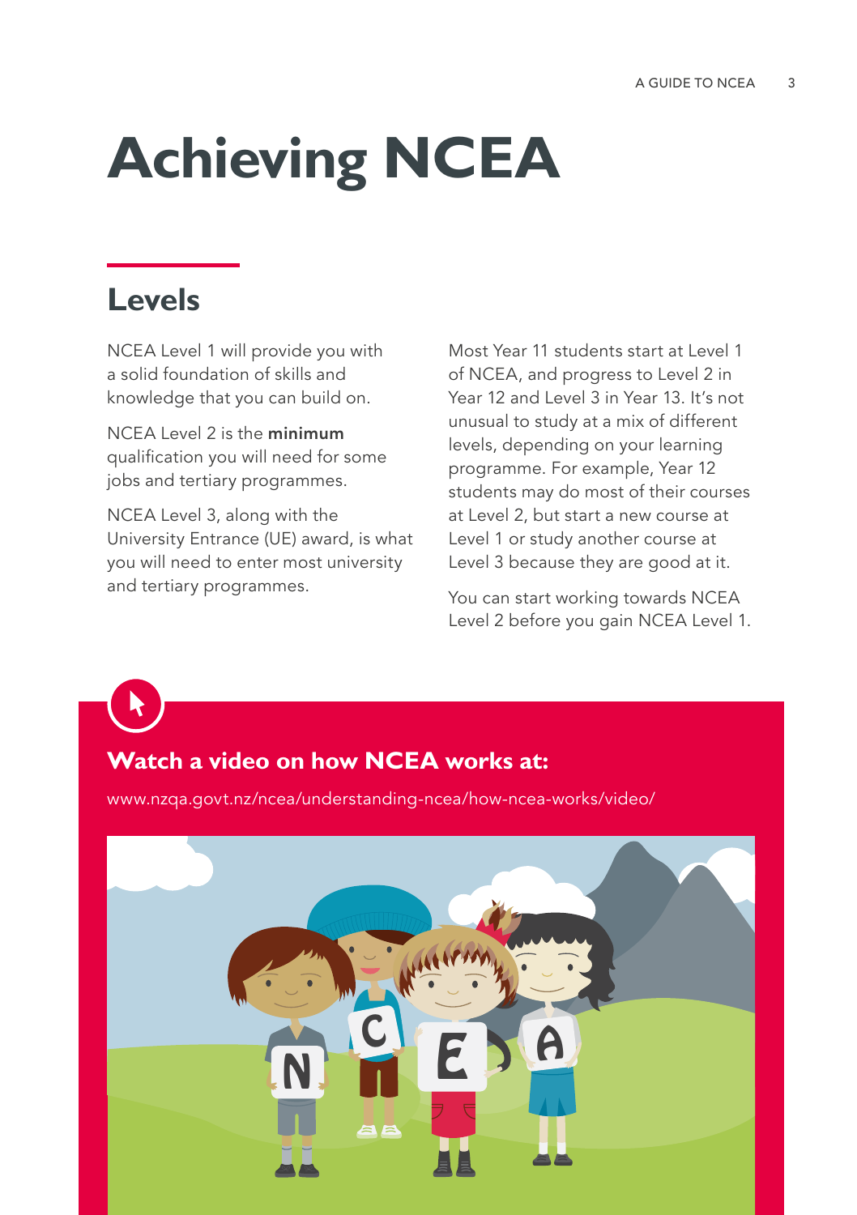# Achieving NCEA

## Levels

NCEA Level 1 will provide you with a solid foundation of skills and knowledge that you can build on.

NCEA Level 2 is the **minimum** qualification you will need for some jobs and tertiary programmes.

NCEA Level 3, along with the University Entrance (UE) award, is what you will need to enter most university and tertiary programmes.

Most Year 11 students start at Level 1 of NCEA, and progress to Level 2 in Year 12 and Level 3 in Year 13. It's not unusual to study at a mix of different levels, depending on your learning programme. For example, Year 12 students may do most of their courses at Level 2, but start a new course at Level 1 or study another course at Level 3 because they are good at it.

You can start working towards NCEA Level 2 before you gain NCEA Level 1.

### Watch a video on how NCEA works at:

www.nzqa.govt.nz/ncea/understanding-ncea/how-ncea-works/video/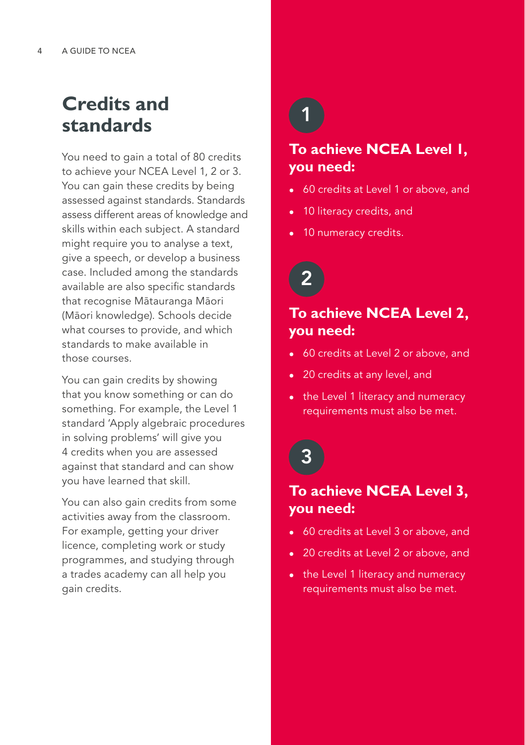## Credits and standards

You need to gain a total of 80 credits to achieve your NCEA Level 1, 2 or 3. You can gain these credits by being assessed against standards. Standards assess different areas of knowledge and skills within each subject. A standard might require you to analyse a text, give a speech, or develop a business case. Included among the standards available are also specific standards that recognise Mātauranga Māori (Māori knowledge). Schools decide what courses to provide, and which standards to make available in those courses.

You can gain credits by showing that you know something or can do something. For example, the Level 1 standard 'Apply algebraic procedures in solving problems' will give you 4 credits when you are assessed against that standard and can show you have learned that skill.

You can also gain credits from some activities away from the classroom. For example, getting your driver licence, completing work or study programmes, and studying through a trades academy can all help you gain credits.

**1**

### To achieve NCEA Level 1, you need:

- 60 credits at Level 1 or above, and
- 10 literacy credits, and
- 10 numeracy credits.

**2**

### To achieve NCEA Level 2, you need:

- 60 credits at Level 2 or above, and
- 20 credits at any level, and
- the Level 1 literacy and numeracy requirements must also be met.

**3**

### To achieve NCEA Level 3, you need:

- 60 credits at Level 3 or above, and
- 20 credits at Level 2 or above, and
- the Level 1 literacy and numeracy requirements must also be met.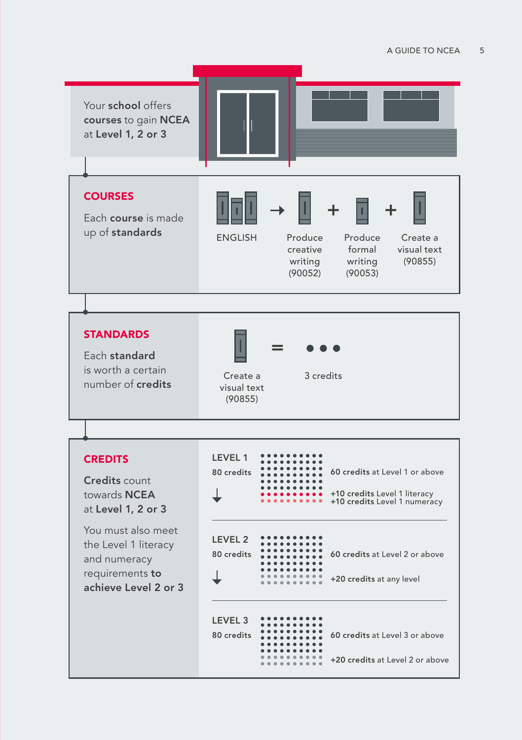Your **school** offers **courses** to gain **NCEA** at **Level 1, 2 or 3**

## COURSES

Each **course** is made up of **standards**

ENGLISH → Produce creative writing (90052) + Produce formal writing (90053) + Create a visual text (90855)

## STANDARDS

Each **standard** is worth a certain number of **credits**

Create a visual text (90855) = 3 credits

## CREDITS

**Credits** count towards **NCEA** at **Level 1, 2 or 3**

You must also meet the Level 1 literacy and numeracy requirements **to achieve Level 2 or 3**

**LEVEL 1**
**80 credits**

- **60 credits** at Level 1 or above
- **+10 credits** Level 1 literacy
- **+10 credits** Level 1 numeracy

**LEVEL 2**
**80 credits**

- **60 credits** at Level 2 or above
- **+20 credits** at any level

**LEVEL 3**
**80 credits**

- **60 credits** at Level 3 or above
- **+20 credits** at Level 2 or above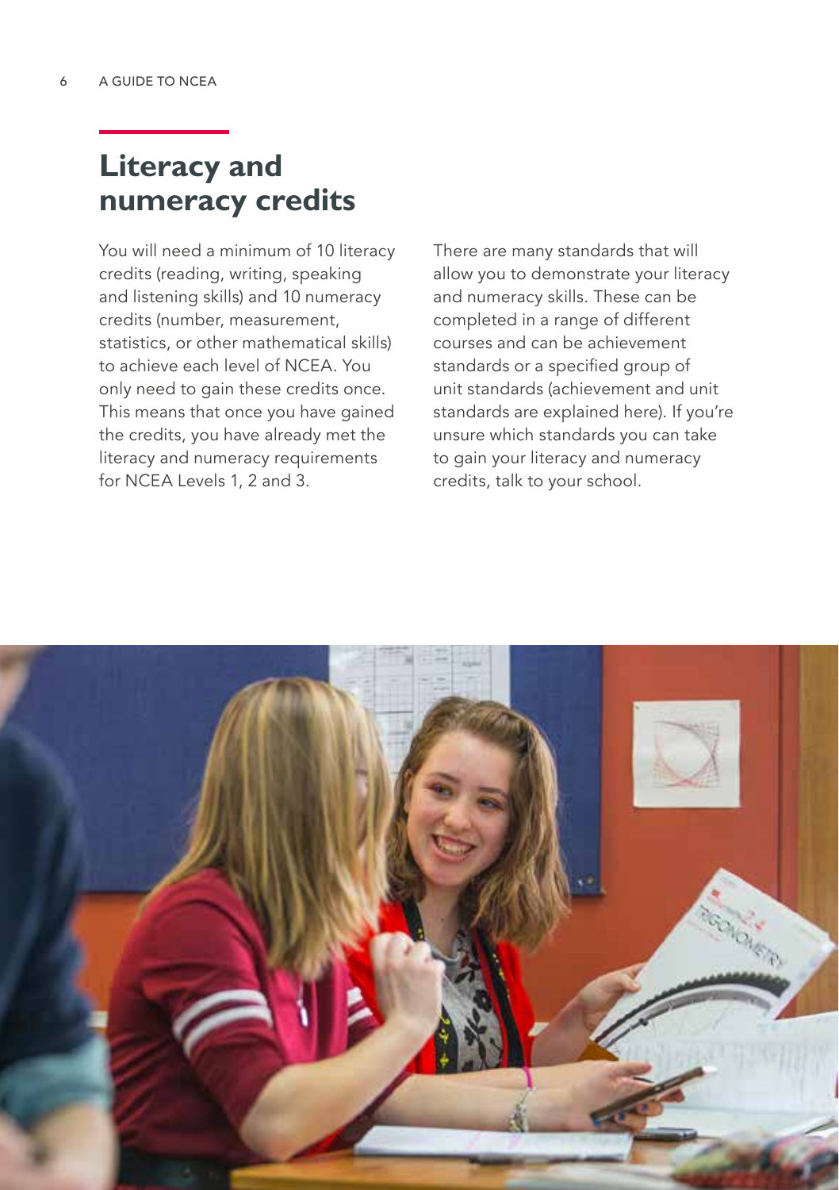## Literacy and numeracy credits

You will need a minimum of 10 literacy credits (reading, writing, speaking and listening skills) and 10 numeracy credits (number, measurement, statistics, or other mathematical skills) to achieve each level of NCEA. You only need to gain these credits once. This means that once you have gained the credits, you have already met the literacy and numeracy requirements for NCEA Levels 1, 2 and 3.

There are many standards that will allow you to demonstrate your literacy and numeracy skills. These can be completed in a range of different courses and can be achievement standards or a specified group of unit standards (achievement and unit standards are explained here). If you're unsure which standards you can take to gain your literacy and numeracy credits, talk to your school.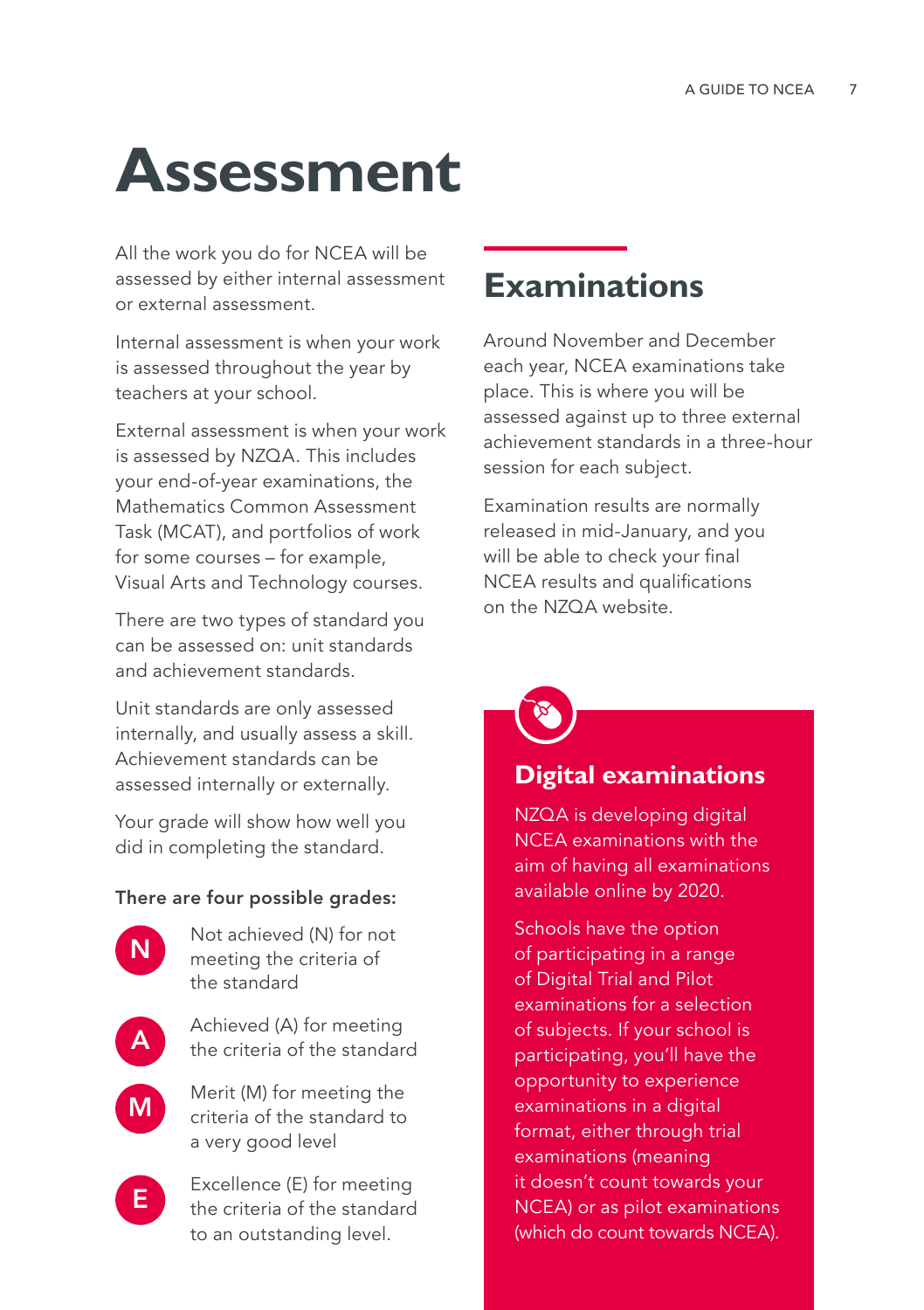# Assessment

All the work you do for NCEA will be assessed by either internal assessment or external assessment.

Internal assessment is when your work is assessed throughout the year by teachers at your school.

External assessment is when your work is assessed by NZQA. This includes your end-of-year examinations, the Mathematics Common Assessment Task (MCAT), and portfolios of work for some courses – for example, Visual Arts and Technology courses.

There are two types of standard you can be assessed on: unit standards and achievement standards.

Unit standards are only assessed internally, and usually assess a skill. Achievement standards can be assessed internally or externally.

Your grade will show how well you did in completing the standard.

**There are four possible grades:**

- **N** – Not achieved (N) for not meeting the criteria of the standard
- **A** – Achieved (A) for meeting the criteria of the standard
- **M** – Merit (M) for meeting the criteria of the standard to a very good level
- **E** – Excellence (E) for meeting the criteria of the standard to an outstanding level.

## Examinations

Around November and December each year, NCEA examinations take place. This is where you will be assessed against up to three external achievement standards in a three-hour session for each subject.

Examination results are normally released in mid-January, and you will be able to check your final NCEA results and qualifications on the NZQA website.

### Digital examinations

NZQA is developing digital NCEA examinations with the aim of having all examinations available online by 2020.

Schools have the option of participating in a range of Digital Trial and Pilot examinations for a selection of subjects. If your school is participating, you'll have the opportunity to experience examinations in a digital format, either through trial examinations (meaning it doesn't count towards your NCEA) or as pilot examinations (which do count towards NCEA).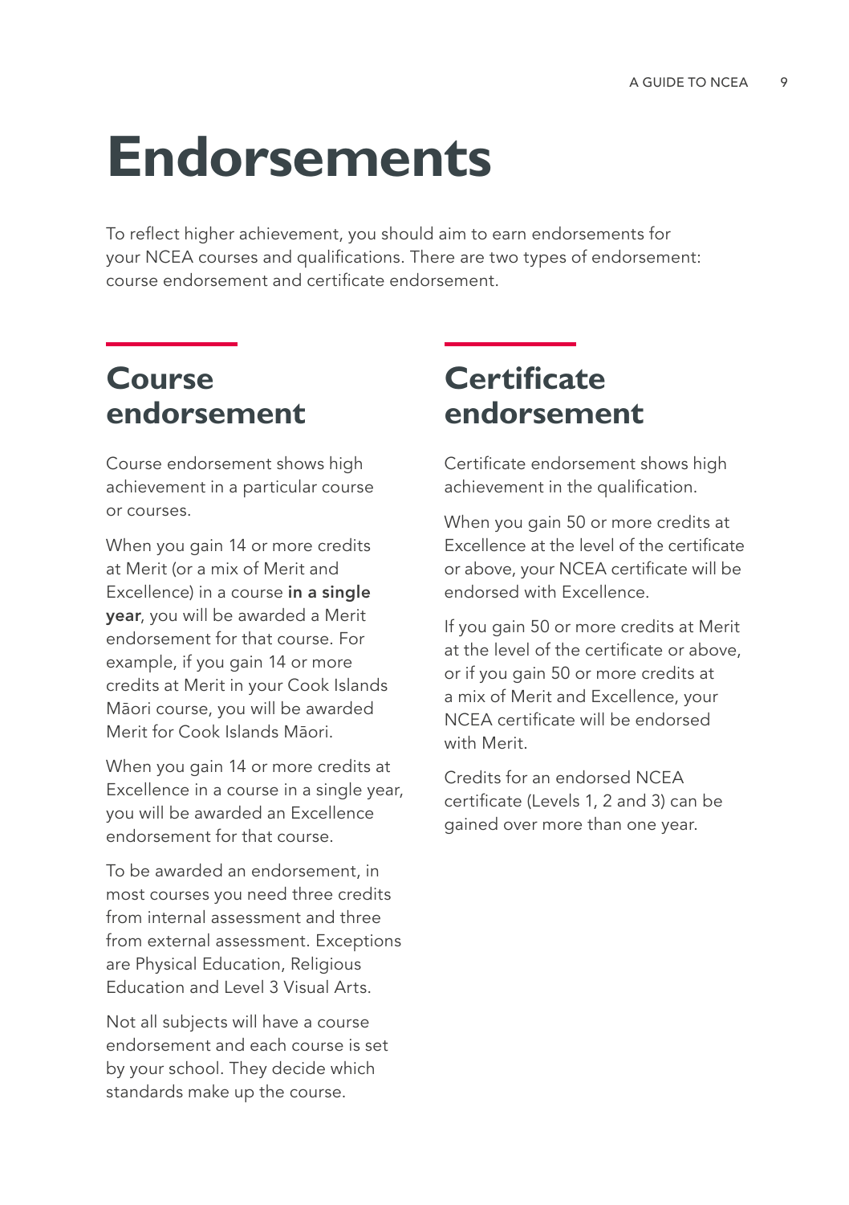# Endorsements

To reflect higher achievement, you should aim to earn endorsements for your NCEA courses and qualifications. There are two types of endorsement: course endorsement and certificate endorsement.

## Course endorsement

Course endorsement shows high achievement in a particular course or courses.

When you gain 14 or more credits at Merit (or a mix of Merit and Excellence) in a course **in a single year**, you will be awarded a Merit endorsement for that course. For example, if you gain 14 or more credits at Merit in your Cook Islands Māori course, you will be awarded Merit for Cook Islands Māori.

When you gain 14 or more credits at Excellence in a course in a single year, you will be awarded an Excellence endorsement for that course.

To be awarded an endorsement, in most courses you need three credits from internal assessment and three from external assessment. Exceptions are Physical Education, Religious Education and Level 3 Visual Arts.

Not all subjects will have a course endorsement and each course is set by your school. They decide which standards make up the course.

## Certificate endorsement

Certificate endorsement shows high achievement in the qualification.

When you gain 50 or more credits at Excellence at the level of the certificate or above, your NCEA certificate will be endorsed with Excellence.

If you gain 50 or more credits at Merit at the level of the certificate or above, or if you gain 50 or more credits at a mix of Merit and Excellence, your NCEA certificate will be endorsed with Merit.

Credits for an endorsed NCEA certificate (Levels 1, 2 and 3) can be gained over more than one year.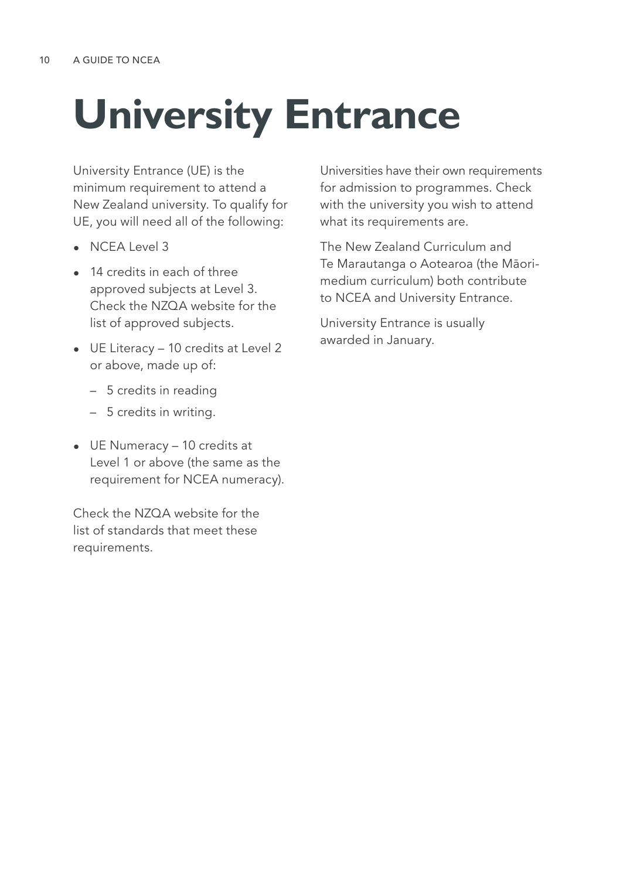# University Entrance

University Entrance (UE) is the minimum requirement to attend a New Zealand university. To qualify for UE, you will need all of the following:

- NCEA Level 3
- 14 credits in each of three approved subjects at Level 3. Check the NZQA website for the list of approved subjects.
- UE Literacy – 10 credits at Level 2 or above, made up of:
  - 5 credits in reading
  - 5 credits in writing.
- UE Numeracy – 10 credits at Level 1 or above (the same as the requirement for NCEA numeracy).

Check the NZQA website for the list of standards that meet these requirements.

Universities have their own requirements for admission to programmes. Check with the university you wish to attend what its requirements are.

The New Zealand Curriculum and Te Marautanga o Aotearoa (the Māori-medium curriculum) both contribute to NCEA and University Entrance.

University Entrance is usually awarded in January.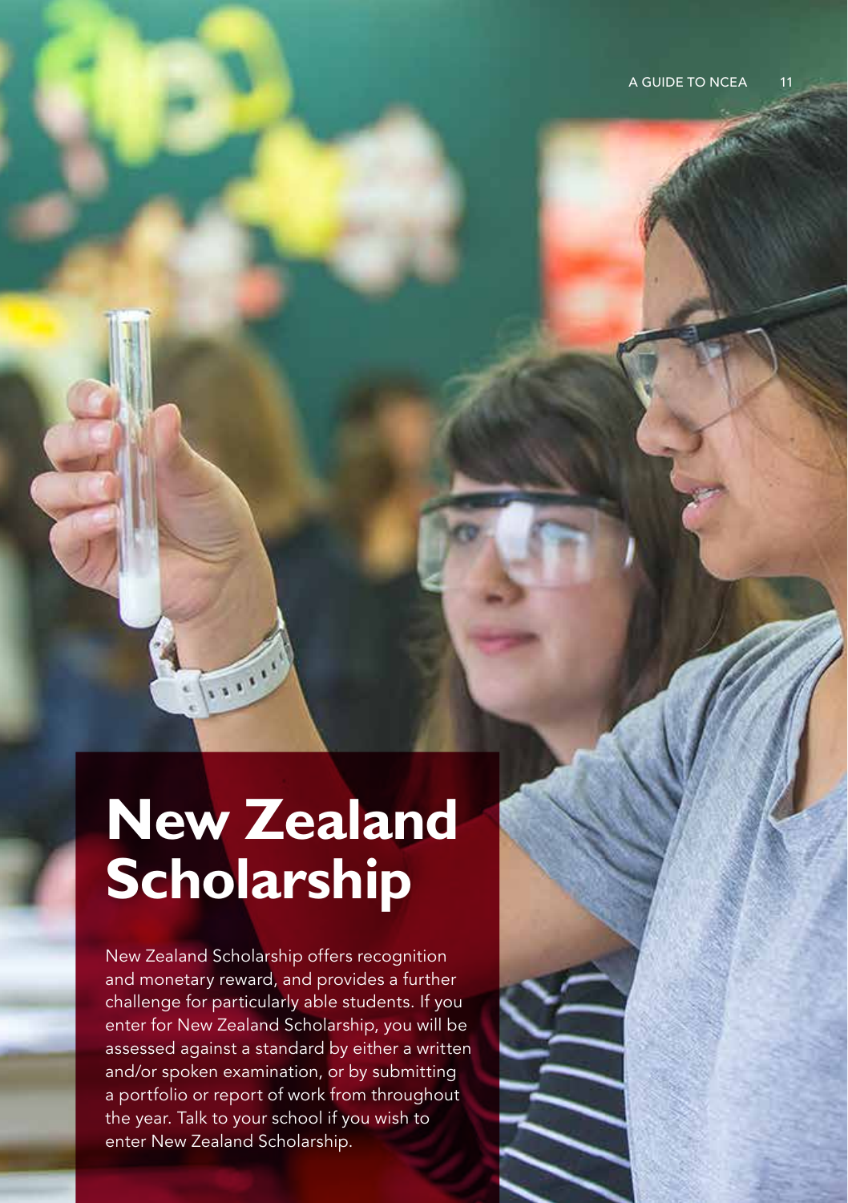# New Zealand Scholarship

New Zealand Scholarship offers recognition and monetary reward, and provides a further challenge for particularly able students. If you enter for New Zealand Scholarship, you will be assessed against a standard by either a written and/or spoken examination, or by submitting a portfolio or report of work from throughout the year. Talk to your school if you wish to enter New Zealand Scholarship.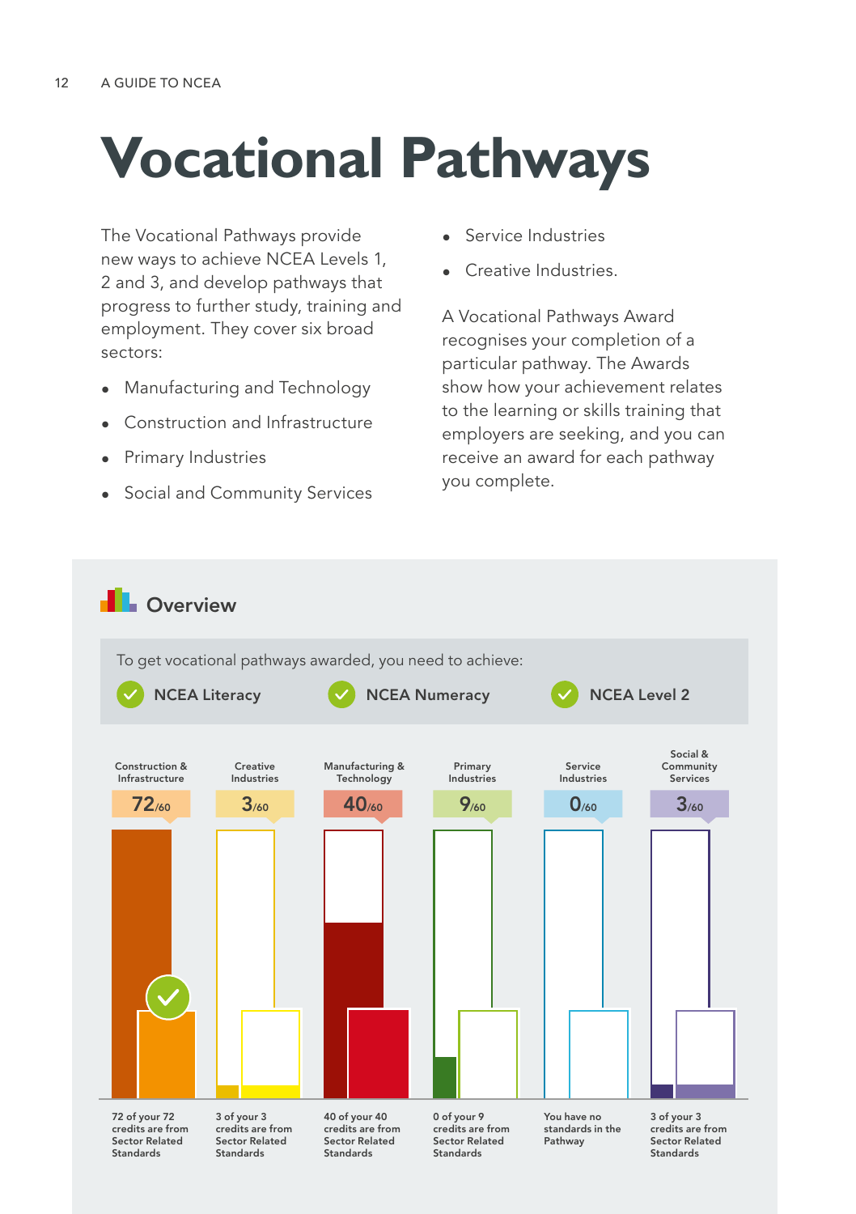# Vocational Pathways

The Vocational Pathways provide new ways to achieve NCEA Levels 1, 2 and 3, and develop pathways that progress to further study, training and employment. They cover six broad sectors:

- Manufacturing and Technology
- Construction and Infrastructure
- Primary Industries
- Social and Community Services
- Service Industries
- Creative Industries.

A Vocational Pathways Award recognises your completion of a particular pathway. The Awards show how your achievement relates to the learning or skills training that employers are seeking, and you can receive an award for each pathway you complete.

## Overview

To get vocational pathways awarded, you need to achieve:

- NCEA Literacy
- NCEA Numeracy
- NCEA Level 2

| Pathway | Credits | Sector Related Standards |
|---|---|---|
| Construction & Infrastructure | 72/60 | 72 of your 72 credits are from Sector Related Standards |
| Creative Industries | 3/60 | 3 of your 3 credits are from Sector Related Standards |
| Manufacturing & Technology | 40/60 | 40 of your 40 credits are from Sector Related Standards |
| Primary Industries | 9/60 | 0 of your 9 credits are from Sector Related Standards |
| Service Industries | 0/60 | You have no standards in the Pathway |
| Social & Community Services | 3/60 | 3 of your 3 credits are from Sector Related Standards |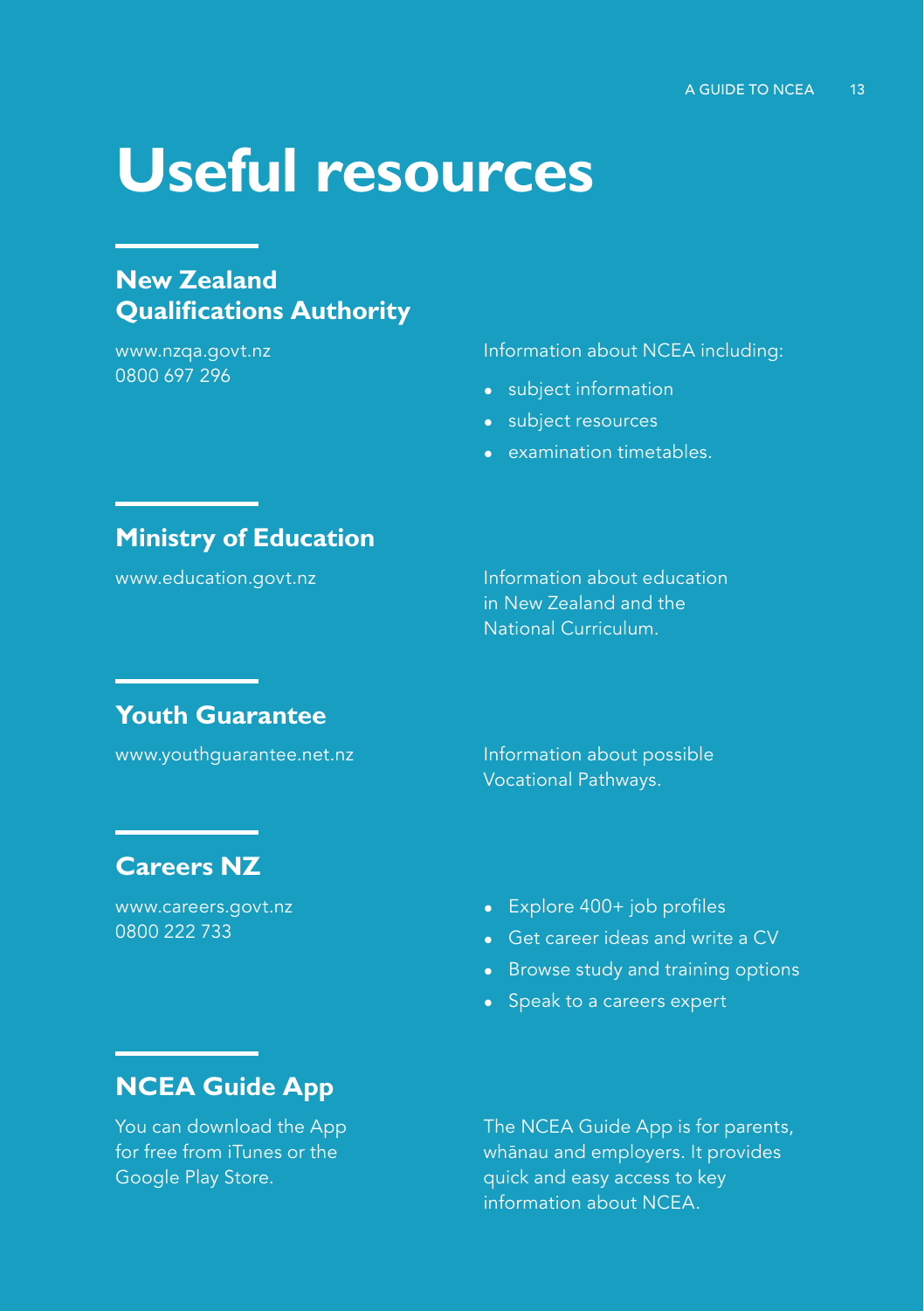# Useful resources

## New Zealand Qualifications Authority

www.nzqa.govt.nz
0800 697 296

Information about NCEA including:

- subject information
- subject resources
- examination timetables.

## Ministry of Education

www.education.govt.nz

Information about education in New Zealand and the National Curriculum.

## Youth Guarantee

www.youthguarantee.net.nz

Information about possible Vocational Pathways.

## Careers NZ

www.careers.govt.nz
0800 222 733

- Explore 400+ job profiles
- Get career ideas and write a CV
- Browse study and training options
- Speak to a careers expert

## NCEA Guide App

You can download the App for free from iTunes or the Google Play Store.

The NCEA Guide App is for parents, whānau and employers. It provides quick and easy access to key information about NCEA.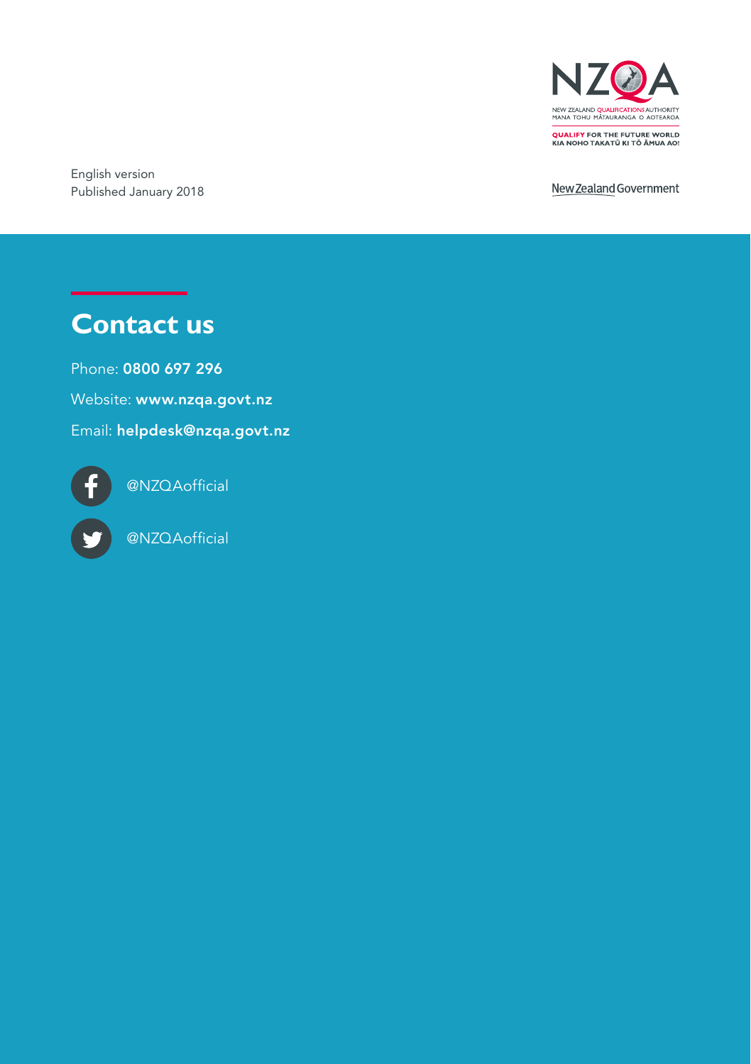NZQA

NEW ZEALAND QUALIFICATIONS AUTHORITY
MANA TOHU MĀTAURANGA O AOTEAROA

QUALIFY FOR THE FUTURE WORLD
KIA NOHO TAKATŪ KI TŌ ĀMUA AO!

English version
Published January 2018

New Zealand Government

## Contact us

Phone: **0800 697 296**

Website: **www.nzqa.govt.nz**

Email: **helpdesk@nzqa.govt.nz**

@NZQAofficial

@NZQAofficial